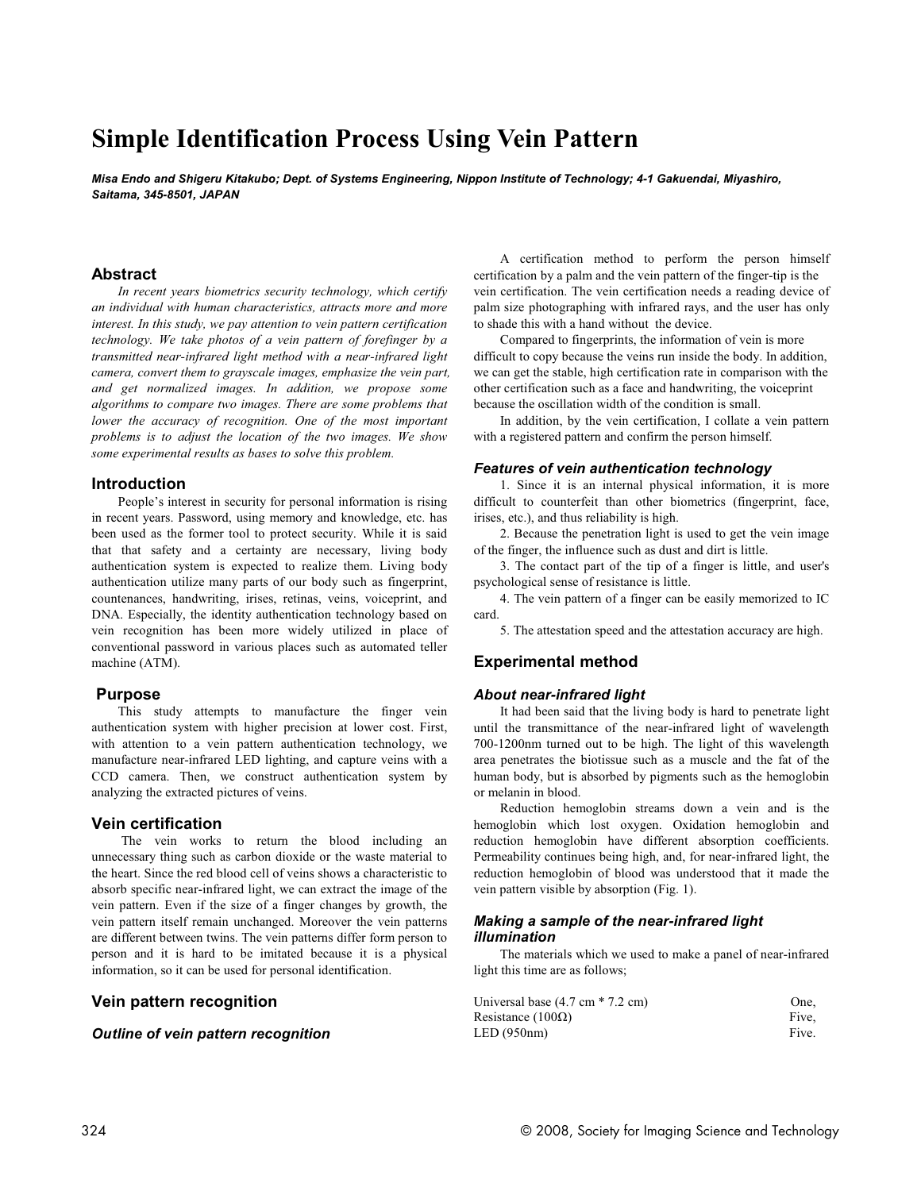# Simple Identification Process Using Vein Pattern

***Misa Endo and Shigeru Kitakubo; Dept. of Systems Engineering, Nippon Institute of Technology; 4-1 Gakuendai, Miyashiro, Saitama, 345-8501, JAPAN***

## Abstract

*In recent years biometrics security technology, which certify an individual with human characteristics, attracts more and more interest. In this study, we pay attention to vein pattern certification technology. We take photos of a vein pattern of forefinger by a transmitted near-infrared light method with a near-infrared light camera, convert them to grayscale images, emphasize the vein part, and get normalized images. In addition, we propose some algorithms to compare two images. There are some problems that lower the accuracy of recognition. One of the most important problems is to adjust the location of the two images. We show some experimental results as bases to solve this problem.*

## Introduction

People's interest in security for personal information is rising in recent years. Password, using memory and knowledge, etc. has been used as the former tool to protect security. While it is said that that safety and a certainty are necessary, living body authentication system is expected to realize them. Living body authentication utilize many parts of our body such as fingerprint, countenances, handwriting, irises, retinas, veins, voiceprint, and DNA. Especially, the identity authentication technology based on vein recognition has been more widely utilized in place of conventional password in various places such as automated teller machine (ATM).

## Purpose

This study attempts to manufacture the finger vein authentication system with higher precision at lower cost. First, with attention to a vein pattern authentication technology, we manufacture near-infrared LED lighting, and capture veins with a CCD camera. Then, we construct authentication system by analyzing the extracted pictures of veins.

## Vein certification

The vein works to return the blood including an unnecessary thing such as carbon dioxide or the waste material to the heart. Since the red blood cell of veins shows a characteristic to absorb specific near-infrared light, we can extract the image of the vein pattern. Even if the size of a finger changes by growth, the vein pattern itself remain unchanged. Moreover the vein patterns are different between twins. The vein patterns differ form person to person and it is hard to be imitated because it is a physical information, so it can be used for personal identification.

## Vein pattern recognition

### *Outline of vein pattern recognition*

A certification method to perform the person himself certification by a palm and the vein pattern of the finger-tip is the vein certification. The vein certification needs a reading device of palm size photographing with infrared rays, and the user has only to shade this with a hand without the device.

Compared to fingerprints, the information of vein is more difficult to copy because the veins run inside the body. In addition, we can get the stable, high certification rate in comparison with the other certification such as a face and handwriting, the voiceprint because the oscillation width of the condition is small.

In addition, by the vein certification, I collate a vein pattern with a registered pattern and confirm the person himself.

### *Features of vein authentication technology*

1. Since it is an internal physical information, it is more difficult to counterfeit than other biometrics (fingerprint, face, irises, etc.), and thus reliability is high.

2. Because the penetration light is used to get the vein image of the finger, the influence such as dust and dirt is little.

3. The contact part of the tip of a finger is little, and user's psychological sense of resistance is little.

4. The vein pattern of a finger can be easily memorized to IC card.

5. The attestation speed and the attestation accuracy are high.

## Experimental method

### *About near-infrared light*

It had been said that the living body is hard to penetrate light until the transmittance of the near-infrared light of wavelength 700-1200nm turned out to be high. The light of this wavelength area penetrates the biotissue such as a muscle and the fat of the human body, but is absorbed by pigments such as the hemoglobin or melanin in blood.

Reduction hemoglobin streams down a vein and is the hemoglobin which lost oxygen. Oxidation hemoglobin and reduction hemoglobin have different absorption coefficients. Permeability continues being high, and, for near-infrared light, the reduction hemoglobin of blood was understood that it made the vein pattern visible by absorption (Fig. 1).

### *Making a sample of the near-infrared light illumination*

The materials which we used to make a panel of near-infrared light this time are as follows;

| | |
|---|---|
| Universal base (4.7 cm * 7.2 cm) | One, |
| Resistance (100Ω) | Five, |
| LED (950nm) | Five. |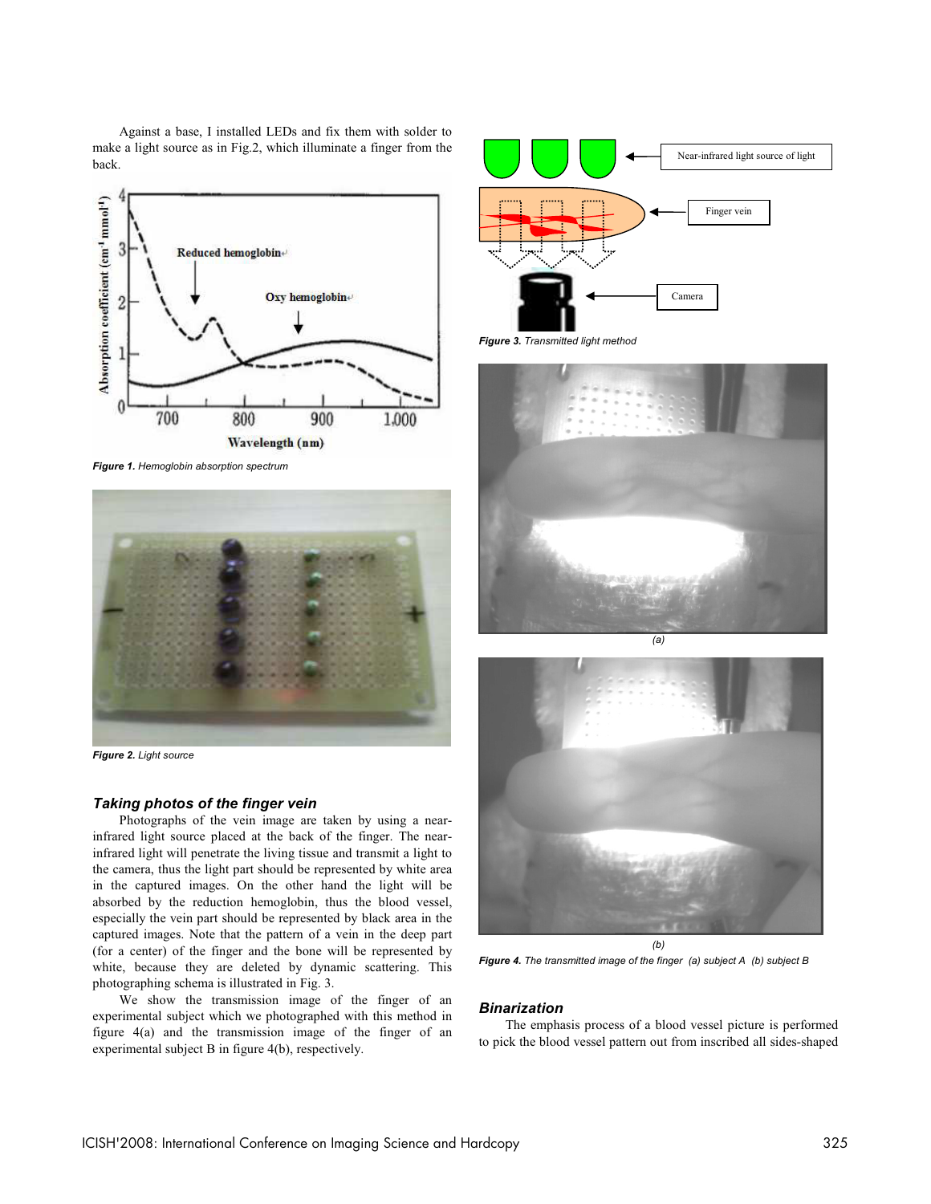Against a base, I installed LEDs and fix them with solder to make a light source as in Fig.2, which illuminate a finger from the back.

*Figure 1. Hemoglobin absorption spectrum*

*Figure 2. Light source*

### Taking photos of the finger vein

Photographs of the vein image are taken by using a near-infrared light source placed at the back of the finger. The near-infrared light will penetrate the living tissue and transmit a light to the camera, thus the light part should be represented by white area in the captured images. On the other hand the light will be absorbed by the reduction hemoglobin, thus the blood vessel, especially the vein part should be represented by black area in the captured images. Note that the pattern of a vein in the deep part (for a center) of the finger and the bone will be represented by white, because they are deleted by dynamic scattering. This photographing schema is illustrated in Fig. 3.

We show the transmission image of the finger of an experimental subject which we photographed with this method in figure 4(a) and the transmission image of the finger of an experimental subject B in figure 4(b), respectively.

*Figure 3. Transmitted light method*

*(a)*

*(b)*

*Figure 4. The transmitted image of the finger (a) subject A (b) subject B*

### Binarization

The emphasis process of a blood vessel picture is performed to pick the blood vessel pattern out from inscribed all sides-shaped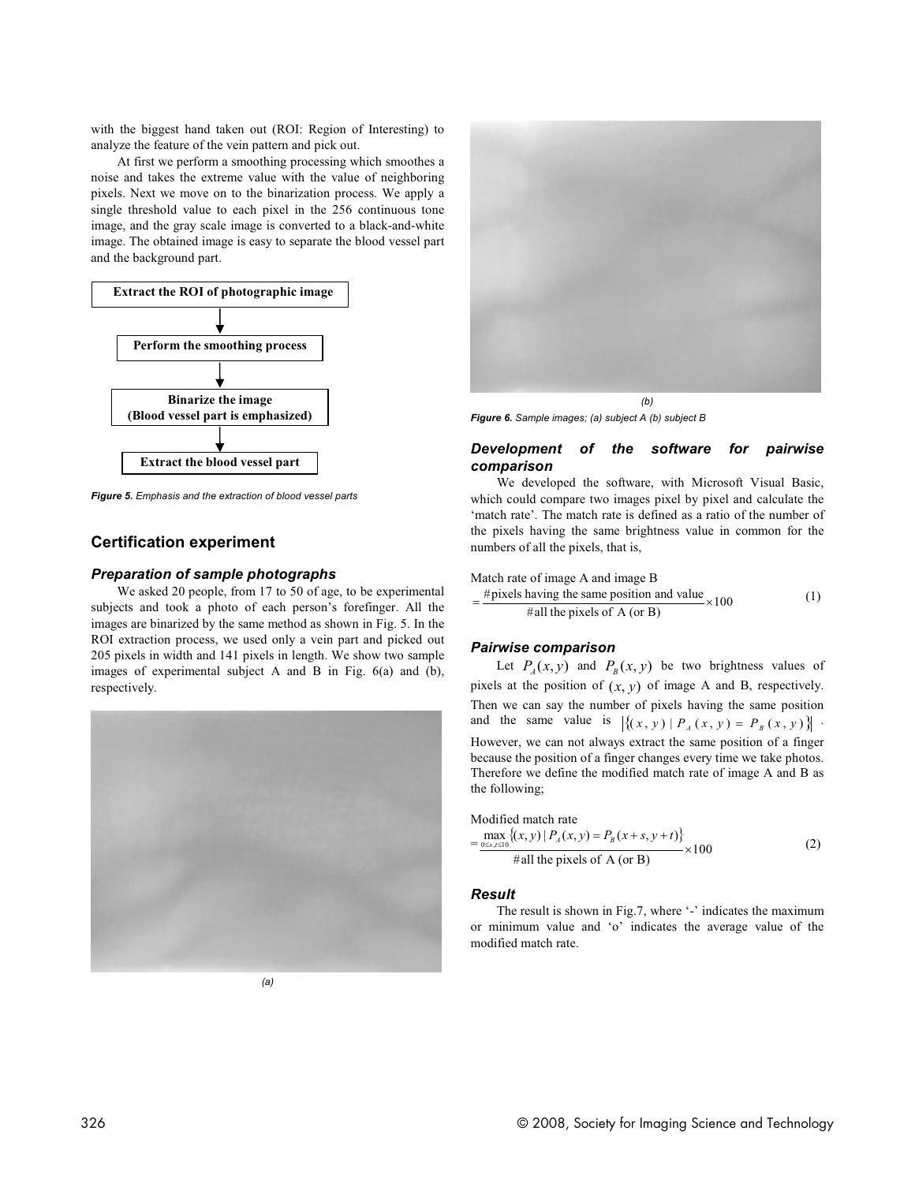with the biggest hand taken out (ROI: Region of Interesting) to analyze the feature of the vein pattern and pick out.

At first we perform a smoothing processing which smoothes a noise and takes the extreme value with the value of neighboring pixels. Next we move on to the binarization process. We apply a single threshold value to each pixel in the 256 continuous tone image, and the gray scale image is converted to a black-and-white image. The obtained image is easy to separate the blood vessel part and the background part.

**Extract the ROI of photographic image**

↓

**Perform the smoothing process**

↓

**Binarize the image (Blood vessel part is emphasized)**

↓

**Extract the blood vessel part**

***Figure 5.*** *Emphasis and the extraction of blood vessel parts*

## Certification experiment

### Preparation of sample photographs

We asked 20 people, from 17 to 50 of age, to be experimental subjects and took a photo of each person's forefinger. All the images are binarized by the same method as shown in Fig. 5. In the ROI extraction process, we used only a vein part and picked out 205 pixels in width and 141 pixels in length. We show two sample images of experimental subject A and B in Fig. 6(a) and (b), respectively.

*(a)*

*(b)*

***Figure 6.*** *Sample images; (a) subject A (b) subject B*

### Development of the software for pairwise comparison

We developed the software, with Microsoft Visual Basic, which could compare two images pixel by pixel and calculate the 'match rate'. The match rate is defined as a ratio of the number of the pixels having the same brightness value in common for the numbers of all the pixels, that is,

$$\text{Match rate of image A and image B} = \frac{\#\text{pixels having the same position and value}}{\#\text{all the pixels of A (or B)}} \times 100 \tag{1}$$

### Pairwise comparison

Let $P_A(x, y)$ and $P_B(x, y)$ be two brightness values of pixels at the position of $(x, y)$ of image A and B, respectively. Then we can say the number of pixels having the same position and the same value is $\left|\{(x, y) \mid P_A(x, y) = P_B(x, y)\}\right|$. However, we can not always extract the same position of a finger because the position of a finger changes every time we take photos. Therefore we define the modified match rate of image A and B as the following;

$$\text{Modified match rate} = \frac{\max_{0 \le s,t \le 10} \left|\{(x, y) \mid P_A(x, y) = P_B(x+s, y+t)\}\right|}{\#\text{all the pixels of A (or B)}} \times 100 \tag{2}$$

### Result

The result is shown in Fig.7, where '-' indicates the maximum or minimum value and 'o' indicates the average value of the modified match rate.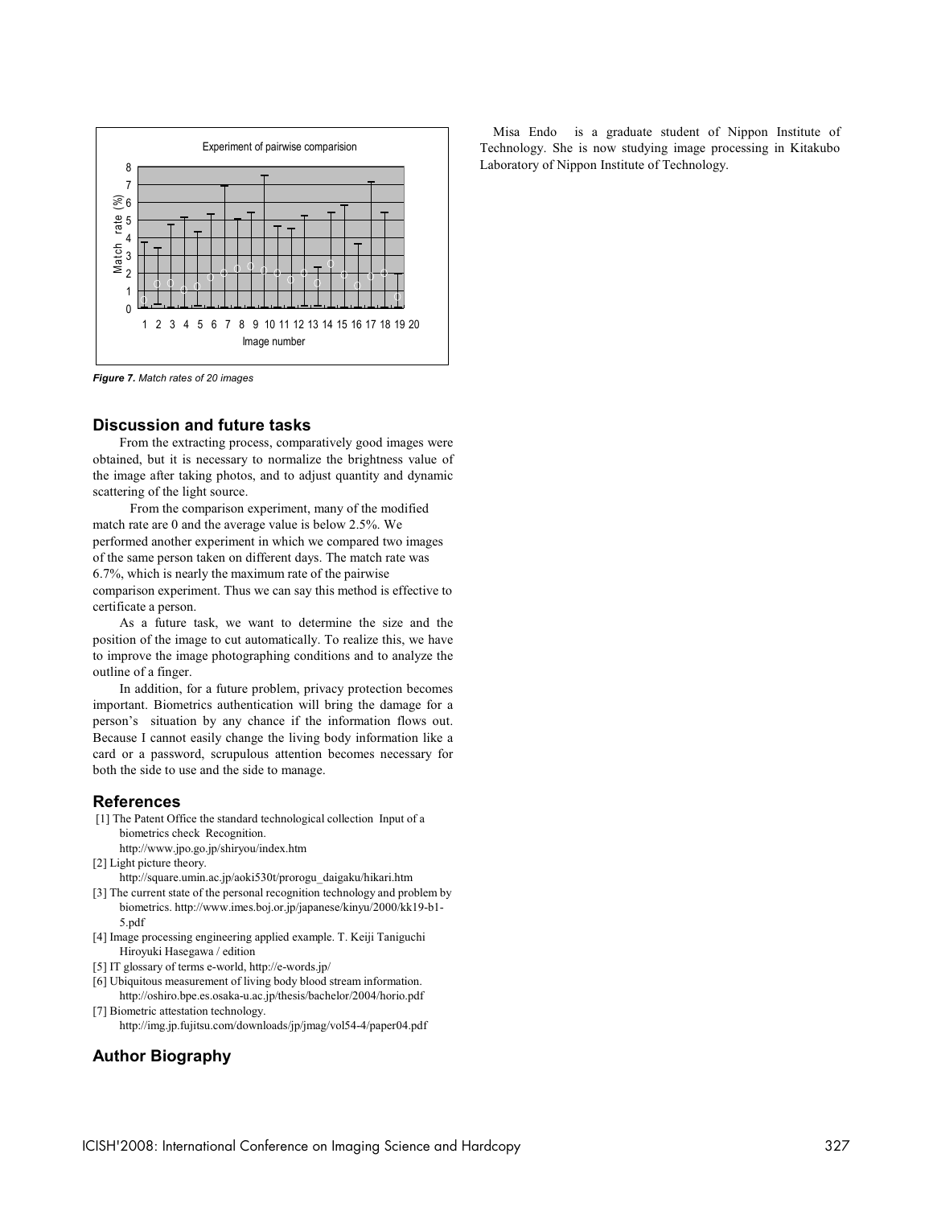Experiment of pairwise comparision

Match rate (%)

8
7
6
5
4
3
2
1
0

1 2 3 4 5 6 7 8 9 10 11 12 13 14 15 16 17 18 19 20

Image number

***Figure 7.*** *Match rates of 20 images*

## Discussion and future tasks

From the extracting process, comparatively good images were obtained, but it is necessary to normalize the brightness value of the image after taking photos, and to adjust quantity and dynamic scattering of the light source.

From the comparison experiment, many of the modified match rate are 0 and the average value is below 2.5%. We performed another experiment in which we compared two images of the same person taken on different days. The match rate was 6.7%, which is nearly the maximum rate of the pairwise comparison experiment. Thus we can say this method is effective to certificate a person.

As a future task, we want to determine the size and the position of the image to cut automatically. To realize this, we have to improve the image photographing conditions and to analyze the outline of a finger.

In addition, for a future problem, privacy protection becomes important. Biometrics authentication will bring the damage for a person's situation by any chance if the information flows out. Because I cannot easily change the living body information like a card or a password, scrupulous attention becomes necessary for both the side to use and the side to manage.

## References

[1] The Patent Office the standard technological collection Input of a biometrics check Recognition. http://www.jpo.go.jp/shiryou/index.htm

[2] Light picture theory. http://square.umin.ac.jp/aoki530t/prorogu_daigaku/hikari.htm

[3] The current state of the personal recognition technology and problem by biometrics. http://www.imes.boj.or.jp/japanese/kinyu/2000/kk19-b1-5.pdf

[4] Image processing engineering applied example. T. Keiji Taniguchi Hiroyuki Hasegawa / edition

[5] IT glossary of terms e-world, http://e-words.jp/

[6] Ubiquitous measurement of living body blood stream information. http://oshiro.bpe.es.osaka-u.ac.jp/thesis/bachelor/2004/horio.pdf

[7] Biometric attestation technology. http://img.jp.fujitsu.com/downloads/jp/jmag/vol54-4/paper04.pdf

## Author Biography

Misa Endo is a graduate student of Nippon Institute of Technology. She is now studying image processing in Kitakubo Laboratory of Nippon Institute of Technology.